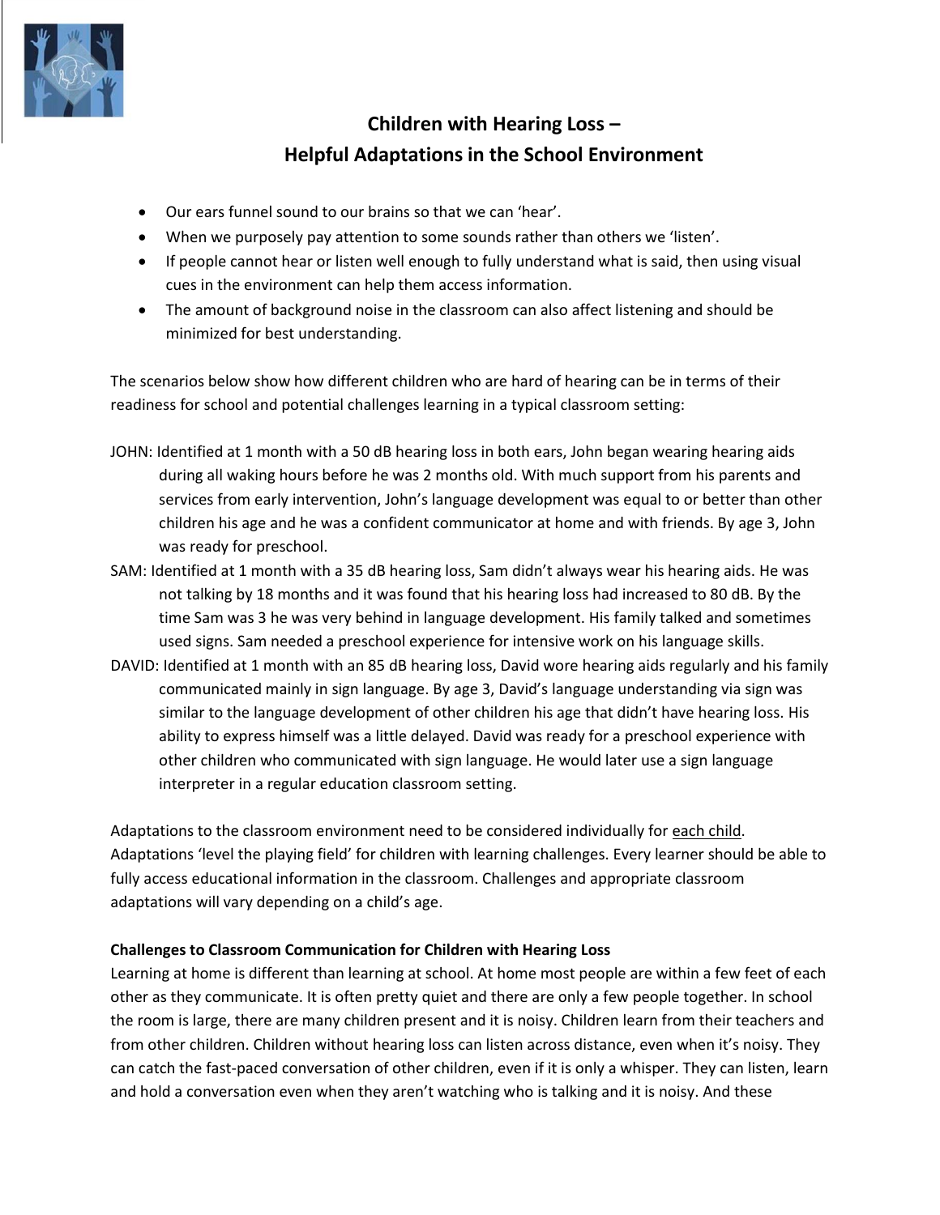# Children with Hearing Loss – Helpful Adaptations in the School Environment

- Our ears funnel sound to our brains so that we can 'hear'.
- When we purposely pay attention to some sounds rather than others we 'listen'.
- If people cannot hear or listen well enough to fully understand what is said, then using visual cues in the environment can help them access information.
- The amount of background noise in the classroom can also affect listening and should be minimized for best understanding.

The scenarios below show how different children who are hard of hearing can be in terms of their readiness for school and potential challenges learning in a typical classroom setting:

JOHN: Identified at 1 month with a 50 dB hearing loss in both ears, John began wearing hearing aids during all waking hours before he was 2 months old. With much support from his parents and services from early intervention, John's language development was equal to or better than other children his age and he was a confident communicator at home and with friends. By age 3, John was ready for preschool.

SAM: Identified at 1 month with a 35 dB hearing loss, Sam didn't always wear his hearing aids. He was not talking by 18 months and it was found that his hearing loss had increased to 80 dB. By the time Sam was 3 he was very behind in language development. His family talked and sometimes used signs. Sam needed a preschool experience for intensive work on his language skills.

DAVID: Identified at 1 month with an 85 dB hearing loss, David wore hearing aids regularly and his family communicated mainly in sign language. By age 3, David's language understanding via sign was similar to the language development of other children his age that didn't have hearing loss. His ability to express himself was a little delayed. David was ready for a preschool experience with other children who communicated with sign language. He would later use a sign language interpreter in a regular education classroom setting.

Adaptations to the classroom environment need to be considered individually for each child. Adaptations 'level the playing field' for children with learning challenges. Every learner should be able to fully access educational information in the classroom. Challenges and appropriate classroom adaptations will vary depending on a child's age.

**Challenges to Classroom Communication for Children with Hearing Loss**

Learning at home is different than learning at school. At home most people are within a few feet of each other as they communicate. It is often pretty quiet and there are only a few people together. In school the room is large, there are many children present and it is noisy. Children learn from their teachers and from other children. Children without hearing loss can listen across distance, even when it's noisy. They can catch the fast-paced conversation of other children, even if it is only a whisper. They can listen, learn and hold a conversation even when they aren't watching who is talking and it is noisy. And these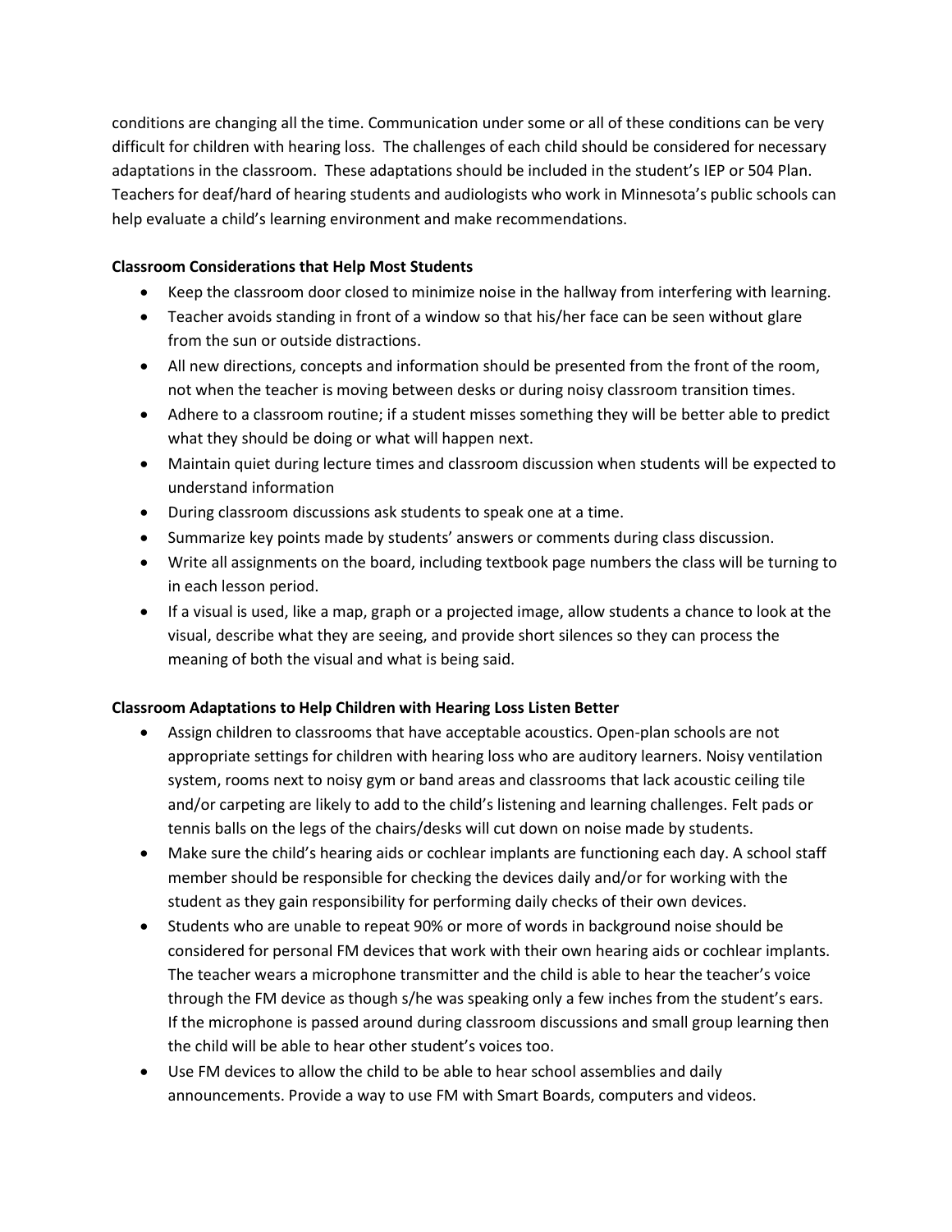conditions are changing all the time. Communication under some or all of these conditions can be very difficult for children with hearing loss. The challenges of each child should be considered for necessary adaptations in the classroom. These adaptations should be included in the student's IEP or 504 Plan. Teachers for deaf/hard of hearing students and audiologists who work in Minnesota's public schools can help evaluate a child's learning environment and make recommendations.

**Classroom Considerations that Help Most Students**

- Keep the classroom door closed to minimize noise in the hallway from interfering with learning.
- Teacher avoids standing in front of a window so that his/her face can be seen without glare from the sun or outside distractions.
- All new directions, concepts and information should be presented from the front of the room, not when the teacher is moving between desks or during noisy classroom transition times.
- Adhere to a classroom routine; if a student misses something they will be better able to predict what they should be doing or what will happen next.
- Maintain quiet during lecture times and classroom discussion when students will be expected to understand information
- During classroom discussions ask students to speak one at a time.
- Summarize key points made by students' answers or comments during class discussion.
- Write all assignments on the board, including textbook page numbers the class will be turning to in each lesson period.
- If a visual is used, like a map, graph or a projected image, allow students a chance to look at the visual, describe what they are seeing, and provide short silences so they can process the meaning of both the visual and what is being said.

**Classroom Adaptations to Help Children with Hearing Loss Listen Better**

- Assign children to classrooms that have acceptable acoustics. Open-plan schools are not appropriate settings for children with hearing loss who are auditory learners. Noisy ventilation system, rooms next to noisy gym or band areas and classrooms that lack acoustic ceiling tile and/or carpeting are likely to add to the child's listening and learning challenges. Felt pads or tennis balls on the legs of the chairs/desks will cut down on noise made by students.
- Make sure the child's hearing aids or cochlear implants are functioning each day. A school staff member should be responsible for checking the devices daily and/or for working with the student as they gain responsibility for performing daily checks of their own devices.
- Students who are unable to repeat 90% or more of words in background noise should be considered for personal FM devices that work with their own hearing aids or cochlear implants. The teacher wears a microphone transmitter and the child is able to hear the teacher's voice through the FM device as though s/he was speaking only a few inches from the student's ears. If the microphone is passed around during classroom discussions and small group learning then the child will be able to hear other student's voices too.
- Use FM devices to allow the child to be able to hear school assemblies and daily announcements. Provide a way to use FM with Smart Boards, computers and videos.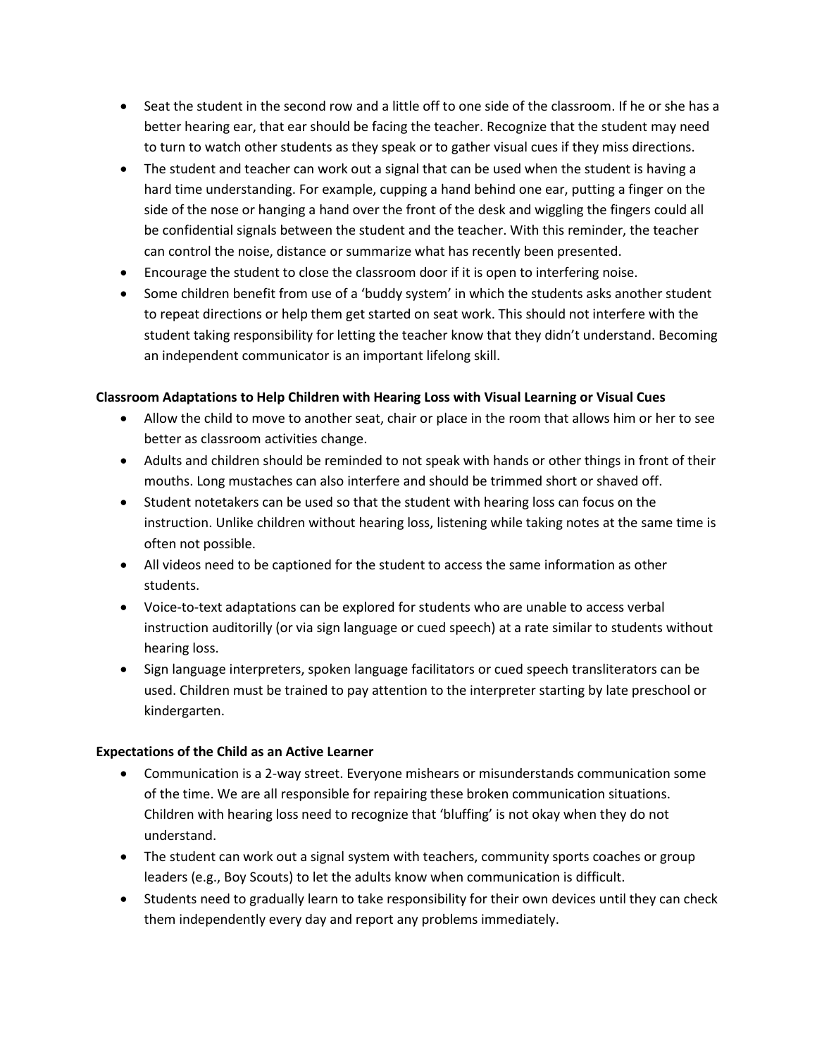- Seat the student in the second row and a little off to one side of the classroom. If he or she has a better hearing ear, that ear should be facing the teacher. Recognize that the student may need to turn to watch other students as they speak or to gather visual cues if they miss directions.
- The student and teacher can work out a signal that can be used when the student is having a hard time understanding. For example, cupping a hand behind one ear, putting a finger on the side of the nose or hanging a hand over the front of the desk and wiggling the fingers could all be confidential signals between the student and the teacher. With this reminder, the teacher can control the noise, distance or summarize what has recently been presented.
- Encourage the student to close the classroom door if it is open to interfering noise.
- Some children benefit from use of a 'buddy system' in which the students asks another student to repeat directions or help them get started on seat work. This should not interfere with the student taking responsibility for letting the teacher know that they didn't understand. Becoming an independent communicator is an important lifelong skill.

**Classroom Adaptations to Help Children with Hearing Loss with Visual Learning or Visual Cues**

- Allow the child to move to another seat, chair or place in the room that allows him or her to see better as classroom activities change.
- Adults and children should be reminded to not speak with hands or other things in front of their mouths. Long mustaches can also interfere and should be trimmed short or shaved off.
- Student notetakers can be used so that the student with hearing loss can focus on the instruction. Unlike children without hearing loss, listening while taking notes at the same time is often not possible.
- All videos need to be captioned for the student to access the same information as other students.
- Voice-to-text adaptations can be explored for students who are unable to access verbal instruction auditorilly (or via sign language or cued speech) at a rate similar to students without hearing loss.
- Sign language interpreters, spoken language facilitators or cued speech transliterators can be used. Children must be trained to pay attention to the interpreter starting by late preschool or kindergarten.

**Expectations of the Child as an Active Learner**

- Communication is a 2-way street. Everyone mishears or misunderstands communication some of the time. We are all responsible for repairing these broken communication situations. Children with hearing loss need to recognize that 'bluffing' is not okay when they do not understand.
- The student can work out a signal system with teachers, community sports coaches or group leaders (e.g., Boy Scouts) to let the adults know when communication is difficult.
- Students need to gradually learn to take responsibility for their own devices until they can check them independently every day and report any problems immediately.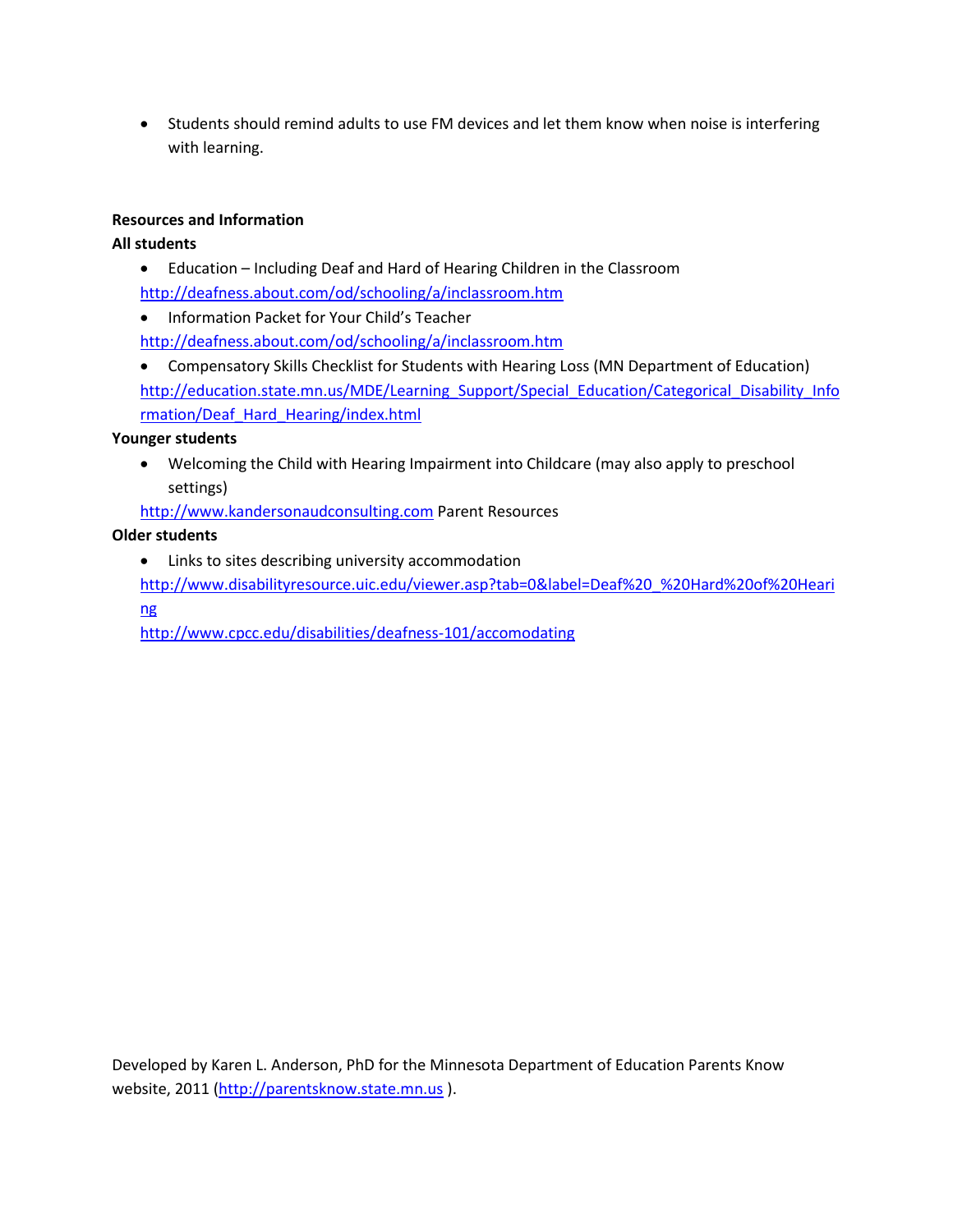- Students should remind adults to use FM devices and let them know when noise is interfering with learning.

**Resources and Information**

**All students**

- Education – Including Deaf and Hard of Hearing Children in the Classroom
  http://deafness.about.com/od/schooling/a/inclassroom.htm
- Information Packet for Your Child's Teacher
  http://deafness.about.com/od/schooling/a/inclassroom.htm
- Compensatory Skills Checklist for Students with Hearing Loss (MN Department of Education)
  http://education.state.mn.us/MDE/Learning_Support/Special_Education/Categorical_Disability_Information/Deaf_Hard_Hearing/index.html

**Younger students**

- Welcoming the Child with Hearing Impairment into Childcare (may also apply to preschool settings)
  http://www.kandersonaudconsulting.com Parent Resources

**Older students**

- Links to sites describing university accommodation
  http://www.disabilityresource.uic.edu/viewer.asp?tab=0&label=Deaf%20_%20Hard%20of%20Hearing
  http://www.cpcc.edu/disabilities/deafness-101/accomodating

Developed by Karen L. Anderson, PhD for the Minnesota Department of Education Parents Know website, 2011 (http://parentsknow.state.mn.us ).